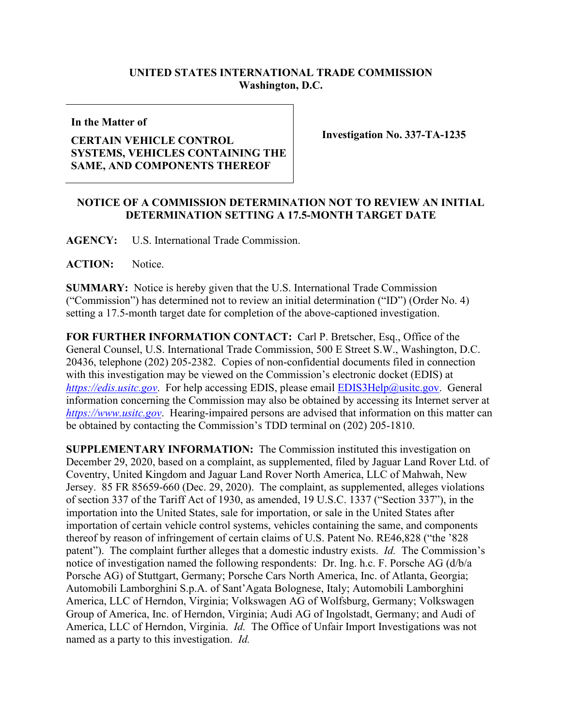**UNITED STATES INTERNATIONAL TRADE COMMISSION**
**Washington, D.C.**

| **In the Matter of** <br><br> **CERTAIN VEHICLE CONTROL SYSTEMS, VEHICLES CONTAINING THE SAME, AND COMPONENTS THEREOF** | **Investigation No. 337-TA-1235** |
|---|---|

**NOTICE OF A COMMISSION DETERMINATION NOT TO REVIEW AN INITIAL DETERMINATION SETTING A 17.5-MONTH TARGET DATE**

**AGENCY:** U.S. International Trade Commission.

**ACTION:** Notice.

**SUMMARY:** Notice is hereby given that the U.S. International Trade Commission ("Commission") has determined not to review an initial determination ("ID") (Order No. 4) setting a 17.5-month target date for completion of the above-captioned investigation.

**FOR FURTHER INFORMATION CONTACT:** Carl P. Bretscher, Esq., Office of the General Counsel, U.S. International Trade Commission, 500 E Street S.W., Washington, D.C. 20436, telephone (202) 205-2382. Copies of non-confidential documents filed in connection with this investigation may be viewed on the Commission's electronic docket (EDIS) at *https://edis.usitc.gov*. For help accessing EDIS, please email EDIS3Help@usitc.gov. General information concerning the Commission may also be obtained by accessing its Internet server at *https://www.usitc.gov*. Hearing-impaired persons are advised that information on this matter can be obtained by contacting the Commission's TDD terminal on (202) 205-1810.

**SUPPLEMENTARY INFORMATION:** The Commission instituted this investigation on December 29, 2020, based on a complaint, as supplemented, filed by Jaguar Land Rover Ltd. of Coventry, United Kingdom and Jaguar Land Rover North America, LLC of Mahwah, New Jersey. 85 FR 85659-660 (Dec. 29, 2020). The complaint, as supplemented, alleges violations of section 337 of the Tariff Act of 1930, as amended, 19 U.S.C. 1337 ("Section 337"), in the importation into the United States, sale for importation, or sale in the United States after importation of certain vehicle control systems, vehicles containing the same, and components thereof by reason of infringement of certain claims of U.S. Patent No. RE46,828 ("the '828 patent"). The complaint further alleges that a domestic industry exists. *Id.* The Commission's notice of investigation named the following respondents: Dr. Ing. h.c. F. Porsche AG (d/b/a Porsche AG) of Stuttgart, Germany; Porsche Cars North America, Inc. of Atlanta, Georgia; Automobili Lamborghini S.p.A. of Sant'Agata Bolognese, Italy; Automobili Lamborghini America, LLC of Herndon, Virginia; Volkswagen AG of Wolfsburg, Germany; Volkswagen Group of America, Inc. of Herndon, Virginia; Audi AG of Ingolstadt, Germany; and Audi of America, LLC of Herndon, Virginia. *Id.* The Office of Unfair Import Investigations was not named as a party to this investigation. *Id.*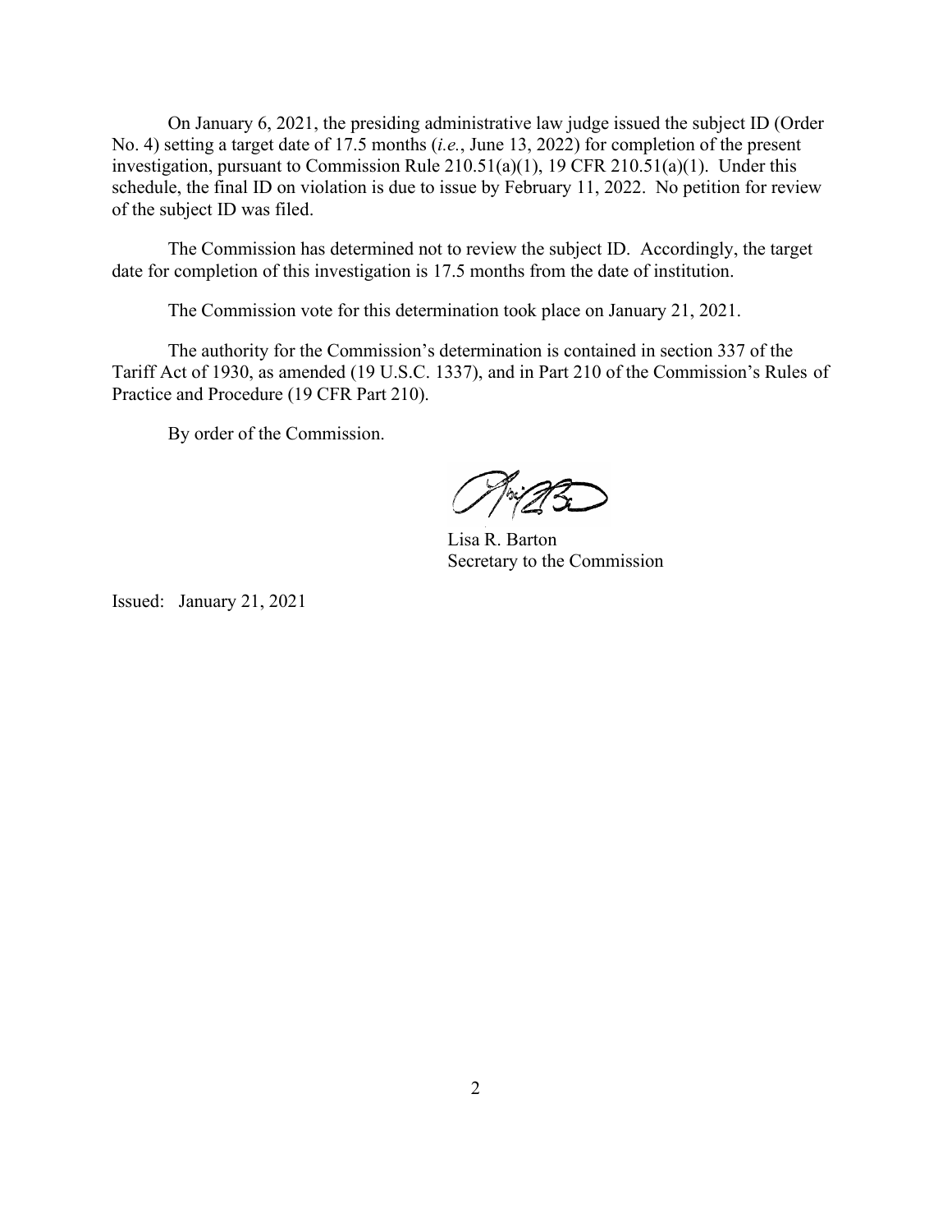On January 6, 2021, the presiding administrative law judge issued the subject ID (Order No. 4) setting a target date of 17.5 months (*i.e.*, June 13, 2022) for completion of the present investigation, pursuant to Commission Rule 210.51(a)(1), 19 CFR 210.51(a)(1). Under this schedule, the final ID on violation is due to issue by February 11, 2022. No petition for review of the subject ID was filed.

The Commission has determined not to review the subject ID. Accordingly, the target date for completion of this investigation is 17.5 months from the date of institution.

The Commission vote for this determination took place on January 21, 2021.

The authority for the Commission's determination is contained in section 337 of the Tariff Act of 1930, as amended (19 U.S.C. 1337), and in Part 210 of the Commission's Rules of Practice and Procedure (19 CFR Part 210).

By order of the Commission.

Lisa R. Barton
Secretary to the Commission

Issued: January 21, 2021